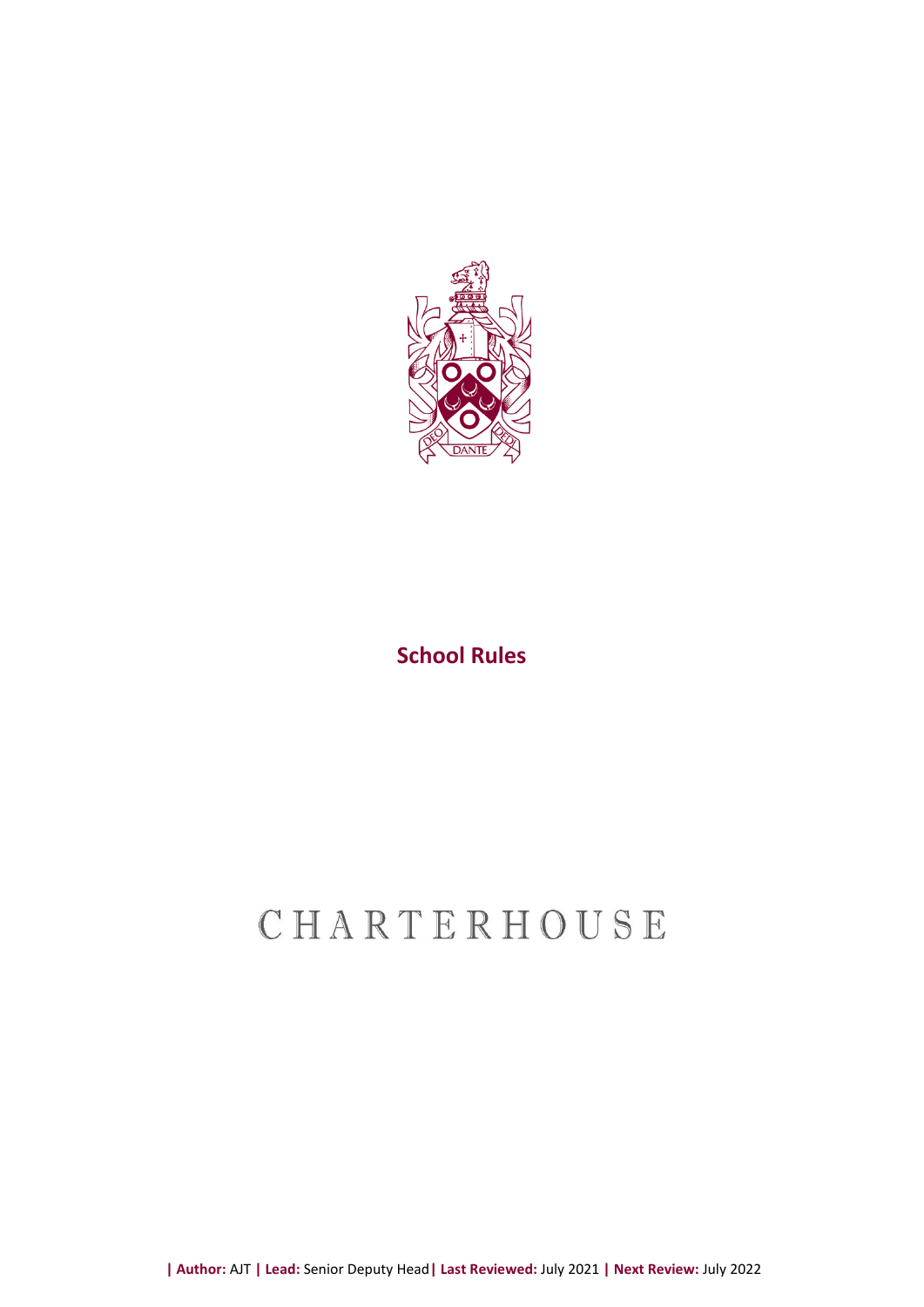# School Rules

CHARTERHOUSE

| **Author:** AJT | **Lead:** Senior Deputy Head | **Last Reviewed:** July 2021 | **Next Review:** July 2022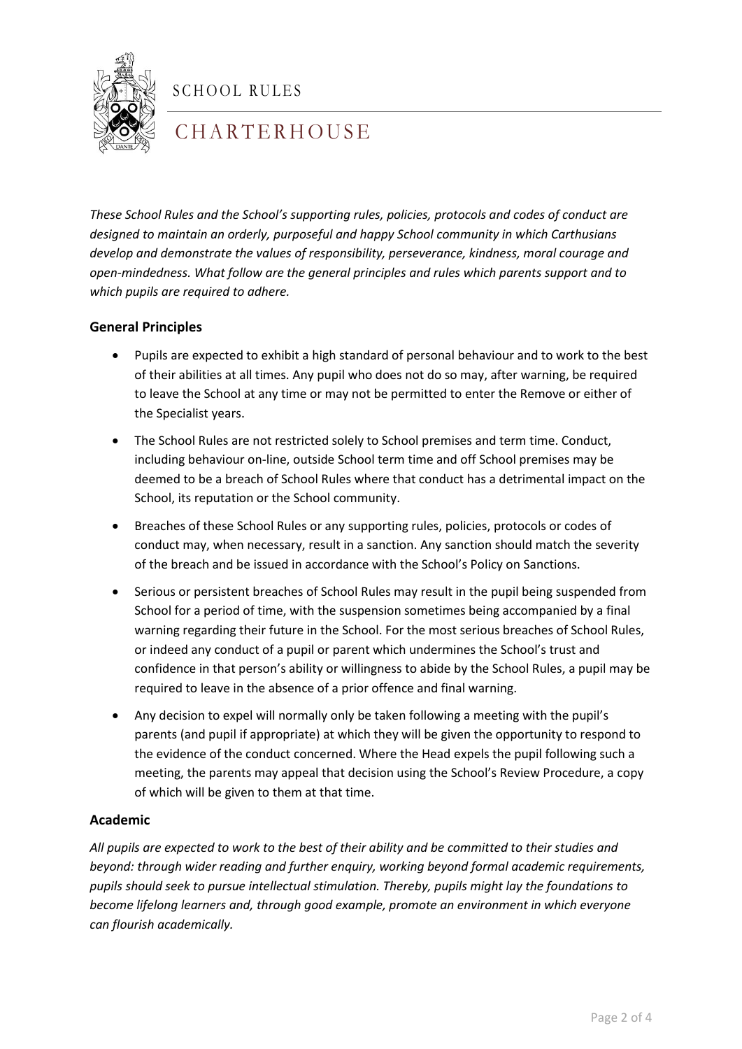*These School Rules and the School's supporting rules, policies, protocols and codes of conduct are designed to maintain an orderly, purposeful and happy School community in which Carthusians develop and demonstrate the values of responsibility, perseverance, kindness, moral courage and open-mindedness. What follow are the general principles and rules which parents support and to which pupils are required to adhere.*

## General Principles

- Pupils are expected to exhibit a high standard of personal behaviour and to work to the best of their abilities at all times. Any pupil who does not do so may, after warning, be required to leave the School at any time or may not be permitted to enter the Remove or either of the Specialist years.
- The School Rules are not restricted solely to School premises and term time. Conduct, including behaviour on-line, outside School term time and off School premises may be deemed to be a breach of School Rules where that conduct has a detrimental impact on the School, its reputation or the School community.
- Breaches of these School Rules or any supporting rules, policies, protocols or codes of conduct may, when necessary, result in a sanction. Any sanction should match the severity of the breach and be issued in accordance with the School's Policy on Sanctions.
- Serious or persistent breaches of School Rules may result in the pupil being suspended from School for a period of time, with the suspension sometimes being accompanied by a final warning regarding their future in the School. For the most serious breaches of School Rules, or indeed any conduct of a pupil or parent which undermines the School's trust and confidence in that person's ability or willingness to abide by the School Rules, a pupil may be required to leave in the absence of a prior offence and final warning.
- Any decision to expel will normally only be taken following a meeting with the pupil's parents (and pupil if appropriate) at which they will be given the opportunity to respond to the evidence of the conduct concerned. Where the Head expels the pupil following such a meeting, the parents may appeal that decision using the School's Review Procedure, a copy of which will be given to them at that time.

## Academic

*All pupils are expected to work to the best of their ability and be committed to their studies and beyond: through wider reading and further enquiry, working beyond formal academic requirements, pupils should seek to pursue intellectual stimulation. Thereby, pupils might lay the foundations to become lifelong learners and, through good example, promote an environment in which everyone can flourish academically.*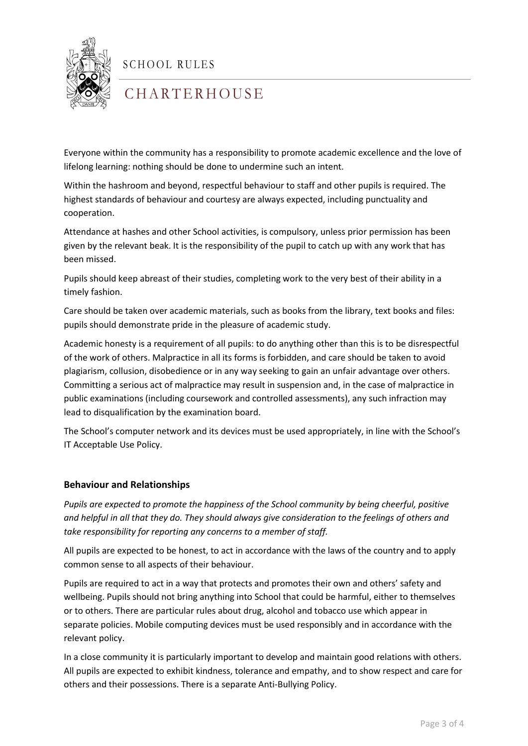Everyone within the community has a responsibility to promote academic excellence and the love of lifelong learning: nothing should be done to undermine such an intent.

Within the hashroom and beyond, respectful behaviour to staff and other pupils is required. The highest standards of behaviour and courtesy are always expected, including punctuality and cooperation.

Attendance at hashes and other School activities, is compulsory, unless prior permission has been given by the relevant beak. It is the responsibility of the pupil to catch up with any work that has been missed.

Pupils should keep abreast of their studies, completing work to the very best of their ability in a timely fashion.

Care should be taken over academic materials, such as books from the library, text books and files: pupils should demonstrate pride in the pleasure of academic study.

Academic honesty is a requirement of all pupils: to do anything other than this is to be disrespectful of the work of others. Malpractice in all its forms is forbidden, and care should be taken to avoid plagiarism, collusion, disobedience or in any way seeking to gain an unfair advantage over others. Committing a serious act of malpractice may result in suspension and, in the case of malpractice in public examinations (including coursework and controlled assessments), any such infraction may lead to disqualification by the examination board.

The School's computer network and its devices must be used appropriately, in line with the School's IT Acceptable Use Policy.

## Behaviour and Relationships

*Pupils are expected to promote the happiness of the School community by being cheerful, positive and helpful in all that they do. They should always give consideration to the feelings of others and take responsibility for reporting any concerns to a member of staff.*

All pupils are expected to be honest, to act in accordance with the laws of the country and to apply common sense to all aspects of their behaviour.

Pupils are required to act in a way that protects and promotes their own and others' safety and wellbeing. Pupils should not bring anything into School that could be harmful, either to themselves or to others. There are particular rules about drug, alcohol and tobacco use which appear in separate policies. Mobile computing devices must be used responsibly and in accordance with the relevant policy.

In a close community it is particularly important to develop and maintain good relations with others. All pupils are expected to exhibit kindness, tolerance and empathy, and to show respect and care for others and their possessions. There is a separate Anti-Bullying Policy.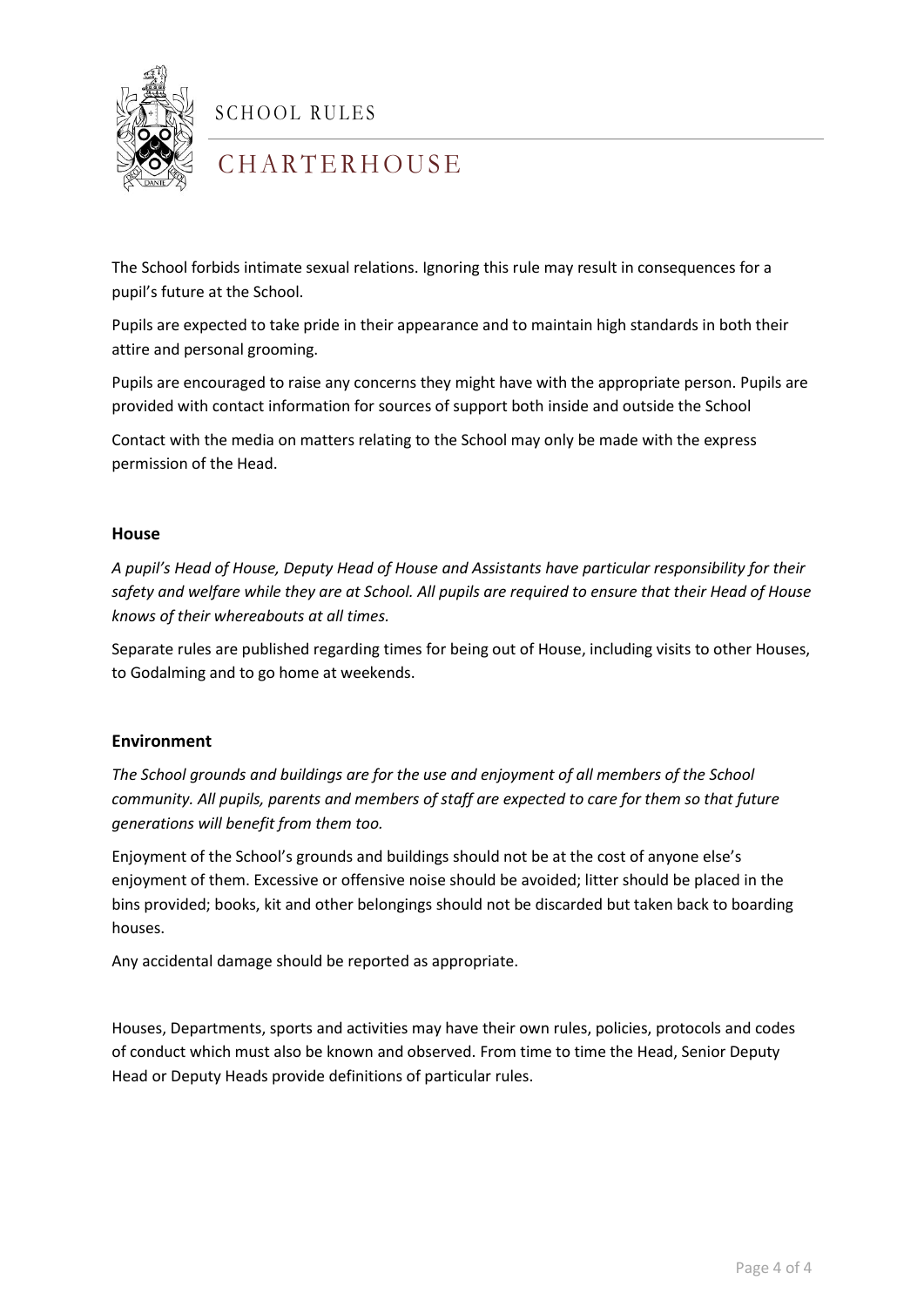The School forbids intimate sexual relations. Ignoring this rule may result in consequences for a pupil's future at the School.

Pupils are expected to take pride in their appearance and to maintain high standards in both their attire and personal grooming.

Pupils are encouraged to raise any concerns they might have with the appropriate person. Pupils are provided with contact information for sources of support both inside and outside the School

Contact with the media on matters relating to the School may only be made with the express permission of the Head.

## House

*A pupil's Head of House, Deputy Head of House and Assistants have particular responsibility for their safety and welfare while they are at School. All pupils are required to ensure that their Head of House knows of their whereabouts at all times.*

Separate rules are published regarding times for being out of House, including visits to other Houses, to Godalming and to go home at weekends.

## Environment

*The School grounds and buildings are for the use and enjoyment of all members of the School community. All pupils, parents and members of staff are expected to care for them so that future generations will benefit from them too.*

Enjoyment of the School's grounds and buildings should not be at the cost of anyone else's enjoyment of them. Excessive or offensive noise should be avoided; litter should be placed in the bins provided; books, kit and other belongings should not be discarded but taken back to boarding houses.

Any accidental damage should be reported as appropriate.

Houses, Departments, sports and activities may have their own rules, policies, protocols and codes of conduct which must also be known and observed. From time to time the Head, Senior Deputy Head or Deputy Heads provide definitions of particular rules.